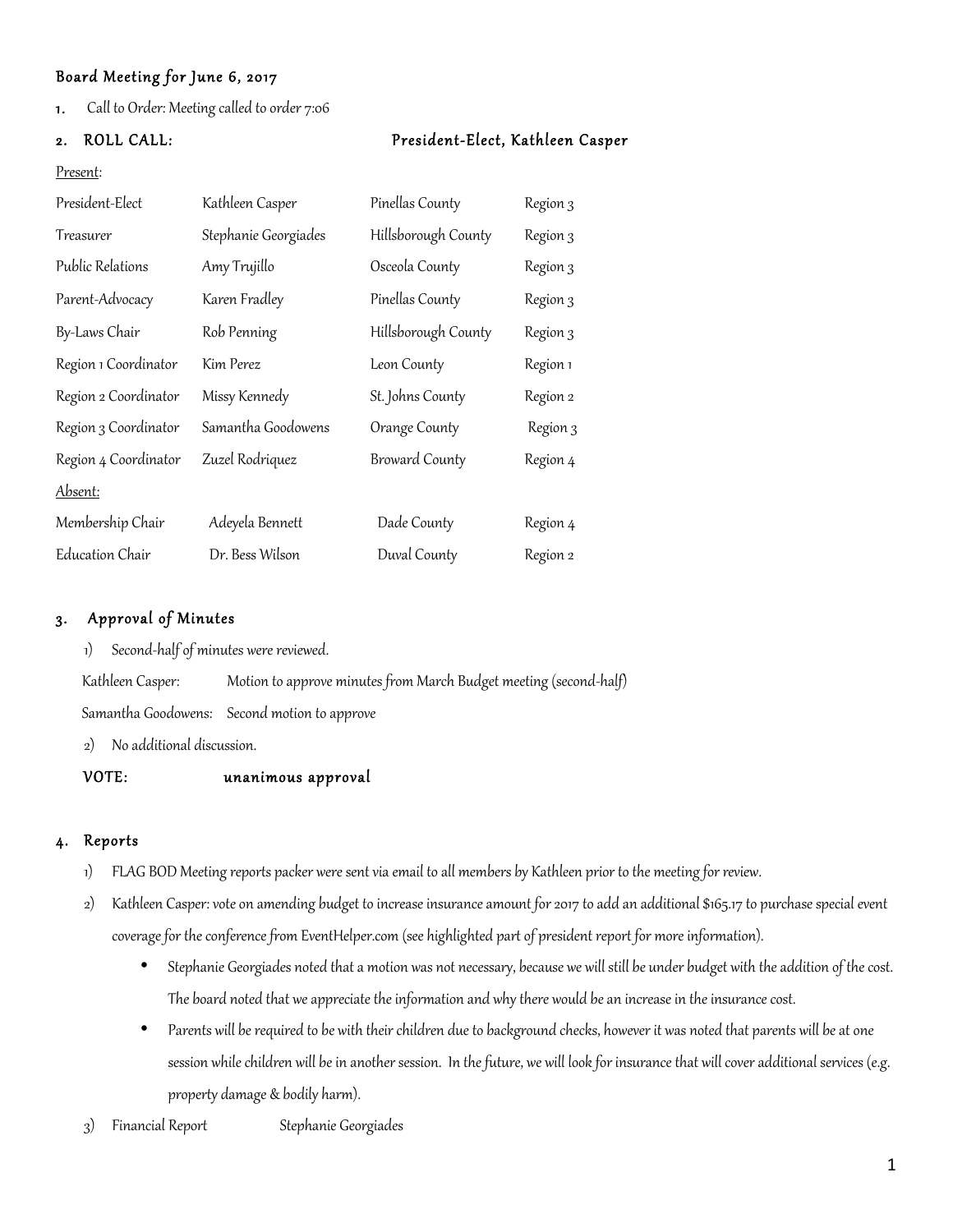## Board Meeting for June 6, 2017

1. Call to Order: Meeting called to order 7:06

2. **ROLL CALL:** **President-Elect, Kathleen Casper**

<u>Present</u>:

| | | | |
|---|---|---|---|
| President-Elect | Kathleen Casper | Pinellas County | Region 3 |
| Treasurer | Stephanie Georgiades | Hillsborough County | Region 3 |
| Public Relations | Amy Trujillo | Osceola County | Region 3 |
| Parent-Advocacy | Karen Fradley | Pinellas County | Region 3 |
| By-Laws Chair | Rob Penning | Hillsborough County | Region 3 |
| Region 1 Coordinator | Kim Perez | Leon County | Region 1 |
| Region 2 Coordinator | Missy Kennedy | St. Johns County | Region 2 |
| Region 3 Coordinator | Samantha Goodowens | Orange County | Region 3 |
| Region 4 Coordinator | Zuzel Rodriquez | Broward County | Region 4 |

<u>Absent:</u>

| | | | |
|---|---|---|---|
| Membership Chair | Adeyela Bennett | Dade County | Region 4 |
| Education Chair | Dr. Bess Wilson | Duval County | Region 2 |

### 3. Approval of Minutes

1) Second-half of minutes were reviewed.

Kathleen Casper: Motion to approve minutes from March Budget meeting (second-half)

Samantha Goodowens: Second motion to approve

2) No additional discussion.

**VOTE: unanimous approval**

### 4. Reports

1) FLAG BOD Meeting reports packer were sent via email to all members by Kathleen prior to the meeting for review.
2) Kathleen Casper: vote on amending budget to increase insurance amount for 2017 to add an additional $165.17 to purchase special event coverage for the conference from EventHelper.com (see highlighted part of president report for more information).
   - Stephanie Georgiades noted that a motion was not necessary, because we will still be under budget with the addition of the cost. The board noted that we appreciate the information and why there would be an increase in the insurance cost.
   - Parents will be required to be with their children due to background checks, however it was noted that parents will be at one session while children will be in another session. In the future, we will look for insurance that will cover additional services (e.g. property damage & bodily harm).
3) Financial Report Stephanie Georgiades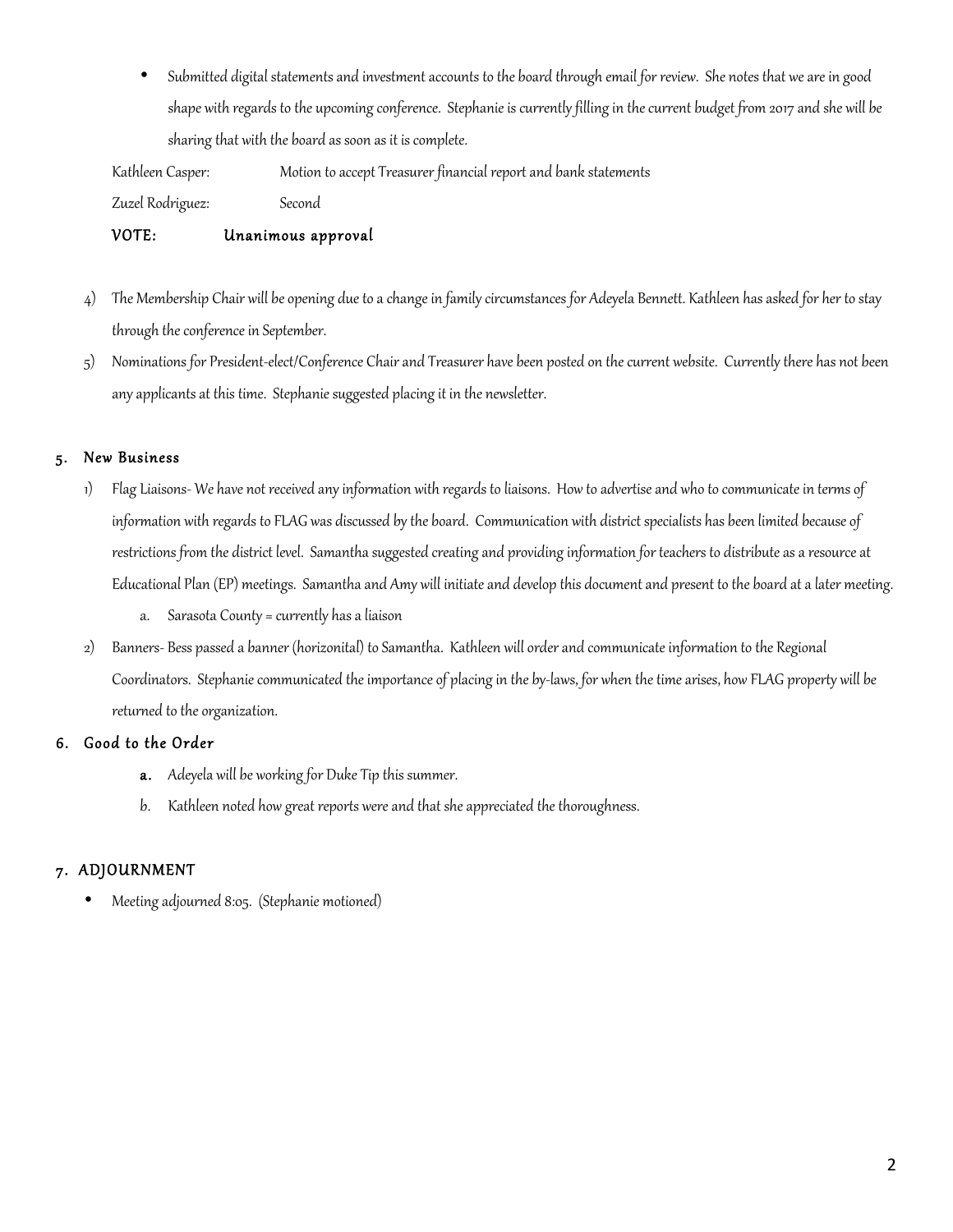- Submitted digital statements and investment accounts to the board through email for review. She notes that we are in good shape with regards to the upcoming conference. Stephanie is currently filling in the current budget from 2017 and she will be sharing that with the board as soon as it is complete.

Kathleen Casper: Motion to accept Treasurer financial report and bank statements

Zuzel Rodriguez: Second

**VOTE: Unanimous approval**

4) The Membership Chair will be opening due to a change in family circumstances for Adeyela Bennett. Kathleen has asked for her to stay through the conference in September.
5) Nominations for President-elect/Conference Chair and Treasurer have been posted on the current website. Currently there has not been any applicants at this time. Stephanie suggested placing it in the newsletter.

## 5. New Business

1) Flag Liaisons- We have not received any information with regards to liaisons. How to advertise and who to communicate in terms of information with regards to FLAG was discussed by the board. Communication with district specialists has been limited because of restrictions from the district level. Samantha suggested creating and providing information for teachers to distribute as a resource at Educational Plan (EP) meetings. Samantha and Amy will initiate and develop this document and present to the board at a later meeting.
   a. Sarasota County = currently has a liaison
2) Banners- Bess passed a banner (horizonital) to Samantha. Kathleen will order and communicate information to the Regional Coordinators. Stephanie communicated the importance of placing in the by-laws, for when the time arises, how FLAG property will be returned to the organization.

## 6. Good to the Order

a. Adeyela will be working for Duke Tip this summer.
b. Kathleen noted how great reports were and that she appreciated the thoroughness.

## 7. ADJOURNMENT

- Meeting adjourned 8:05. (Stephanie motioned)